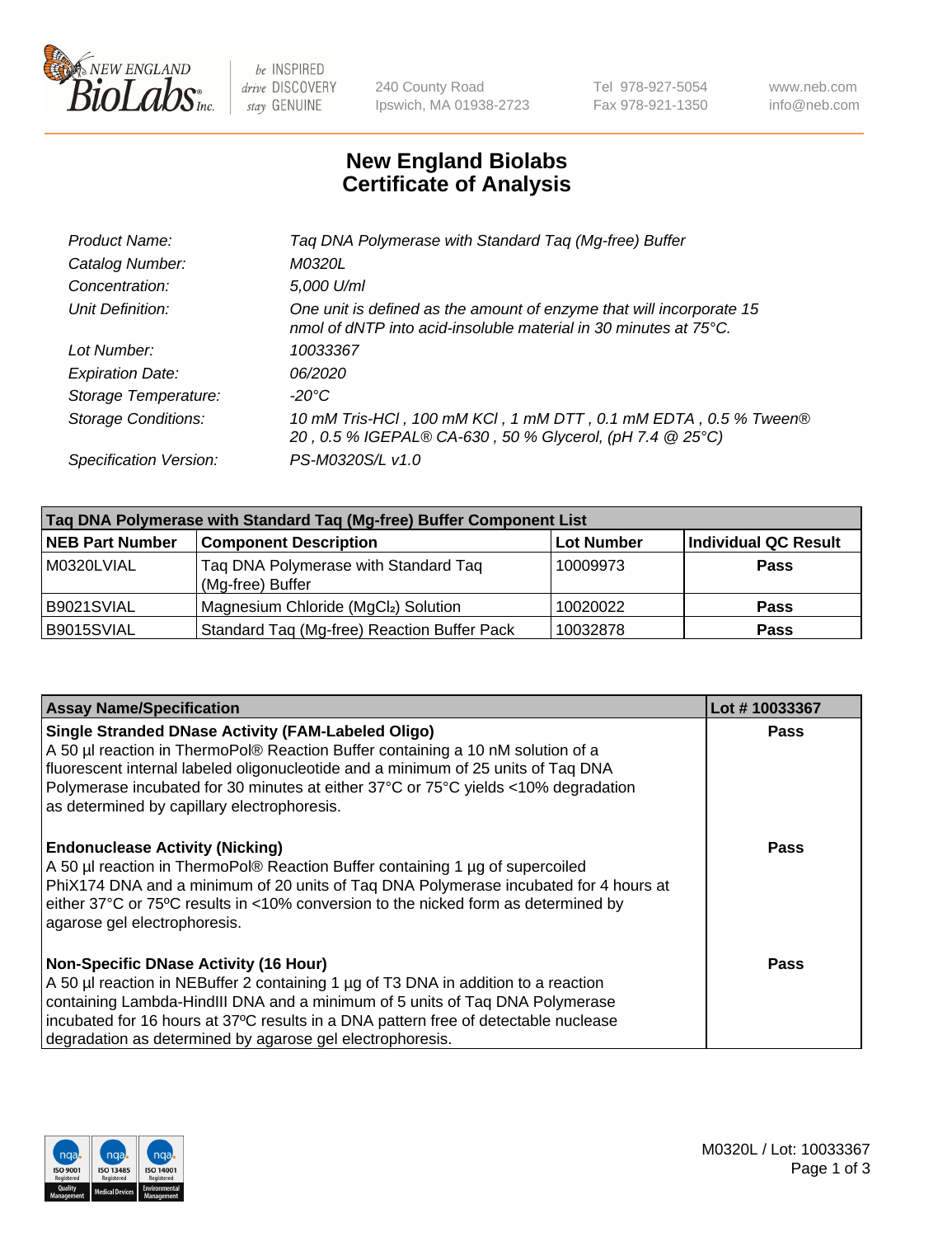New England BioLabs Inc. — be INSPIRED drive DISCOVERY stay GENUINE

240 County Road
Ipswich, MA 01938-2723

Tel 978-927-5054
Fax 978-921-1350

www.neb.com
info@neb.com

# New England Biolabs
# Certificate of Analysis

| | |
|---|---|
| *Product Name:* | *Taq DNA Polymerase with Standard Taq (Mg-free) Buffer* |
| *Catalog Number:* | *M0320L* |
| *Concentration:* | *5,000 U/ml* |
| *Unit Definition:* | *One unit is defined as the amount of enzyme that will incorporate 15 nmol of dNTP into acid-insoluble material in 30 minutes at 75°C.* |
| *Lot Number:* | *10033367* |
| *Expiration Date:* | *06/2020* |
| *Storage Temperature:* | *-20°C* |
| *Storage Conditions:* | *10 mM Tris-HCl , 100 mM KCl , 1 mM DTT , 0.1 mM EDTA , 0.5 % Tween® 20 , 0.5 % IGEPAL® CA-630 , 50 % Glycerol, (pH 7.4 @ 25°C)* |
| *Specification Version:* | *PS-M0320S/L v1.0* |

| Taq DNA Polymerase with Standard Taq (Mg-free) Buffer Component List | | | |
|---|---|---|---|
| **NEB Part Number** | **Component Description** | **Lot Number** | **Individual QC Result** |
| M0320LVIAL | Taq DNA Polymerase with Standard Taq (Mg-free) Buffer | 10009973 | **Pass** |
| B9021SVIAL | Magnesium Chloride ($MgCl_2$) Solution | 10020022 | **Pass** |
| B9015SVIAL | Standard Taq (Mg-free) Reaction Buffer Pack | 10032878 | **Pass** |

| Assay Name/Specification | Lot # 10033367 |
|---|---|
| **Single Stranded DNase Activity (FAM-Labeled Oligo)** A 50 µl reaction in ThermoPol® Reaction Buffer containing a 10 nM solution of a fluorescent internal labeled oligonucleotide and a minimum of 25 units of Taq DNA Polymerase incubated for 30 minutes at either 37°C or 75°C yields <10% degradation as determined by capillary electrophoresis. | **Pass** |
| **Endonuclease Activity (Nicking)** A 50 µl reaction in ThermoPol® Reaction Buffer containing 1 µg of supercoiled PhiX174 DNA and a minimum of 20 units of Taq DNA Polymerase incubated for 4 hours at either 37°C or 75ºC results in <10% conversion to the nicked form as determined by agarose gel electrophoresis. | **Pass** |
| **Non-Specific DNase Activity (16 Hour)** A 50 µl reaction in NEBuffer 2 containing 1 µg of T3 DNA in addition to a reaction containing Lambda-HindIII DNA and a minimum of 5 units of Taq DNA Polymerase incubated for 16 hours at 37ºC results in a DNA pattern free of detectable nuclease degradation as determined by agarose gel electrophoresis. | **Pass** |

M0320L / Lot: 10033367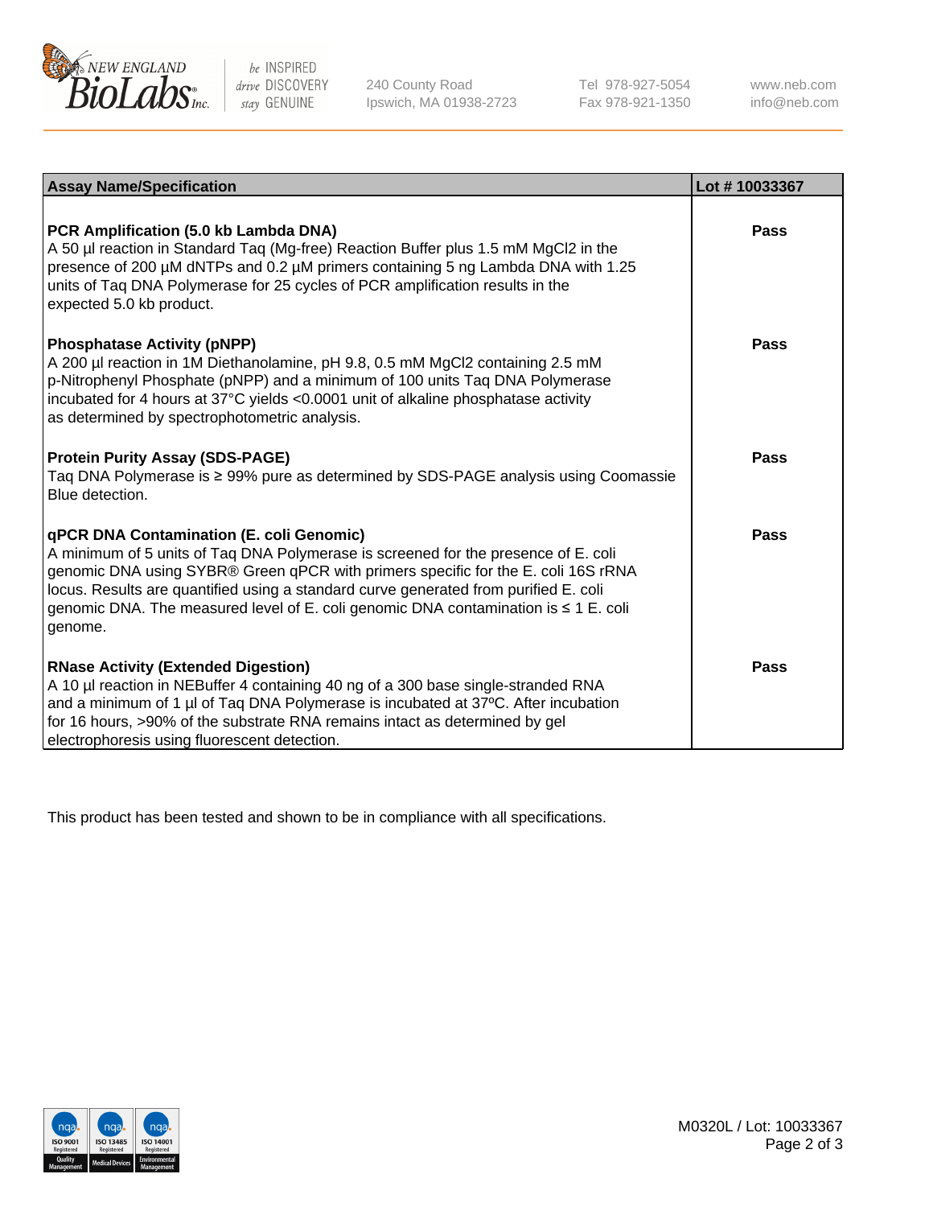| Assay Name/Specification | Lot # 10033367 |
|---|---|
| **PCR Amplification (5.0 kb Lambda DNA)**<br>A 50 µl reaction in Standard Taq (Mg-free) Reaction Buffer plus 1.5 mM $MgCl_2$ in the presence of 200 µM dNTPs and 0.2 µM primers containing 5 ng Lambda DNA with 1.25 units of Taq DNA Polymerase for 25 cycles of PCR amplification results in the expected 5.0 kb product. | Pass |
| **Phosphatase Activity (pNPP)**<br>A 200 µl reaction in 1M Diethanolamine, pH 9.8, 0.5 mM $MgCl_2$ containing 2.5 mM p-Nitrophenyl Phosphate (pNPP) and a minimum of 100 units Taq DNA Polymerase incubated for 4 hours at 37°C yields <0.0001 unit of alkaline phosphatase activity as determined by spectrophotometric analysis. | Pass |
| **Protein Purity Assay (SDS-PAGE)**<br>Taq DNA Polymerase is ≥ 99% pure as determined by SDS-PAGE analysis using Coomassie Blue detection. | Pass |
| **qPCR DNA Contamination (E. coli Genomic)**<br>A minimum of 5 units of Taq DNA Polymerase is screened for the presence of E. coli genomic DNA using SYBR® Green qPCR with primers specific for the E. coli 16S rRNA locus. Results are quantified using a standard curve generated from purified E. coli genomic DNA. The measured level of E. coli genomic DNA contamination is ≤ 1 E. coli genome. | Pass |
| **RNase Activity (Extended Digestion)**<br>A 10 µl reaction in NEBuffer 4 containing 40 ng of a 300 base single-stranded RNA and a minimum of 1 µl of Taq DNA Polymerase is incubated at 37ºC. After incubation for 16 hours, >90% of the substrate RNA remains intact as determined by gel electrophoresis using fluorescent detection. | Pass |

This product has been tested and shown to be in compliance with all specifications.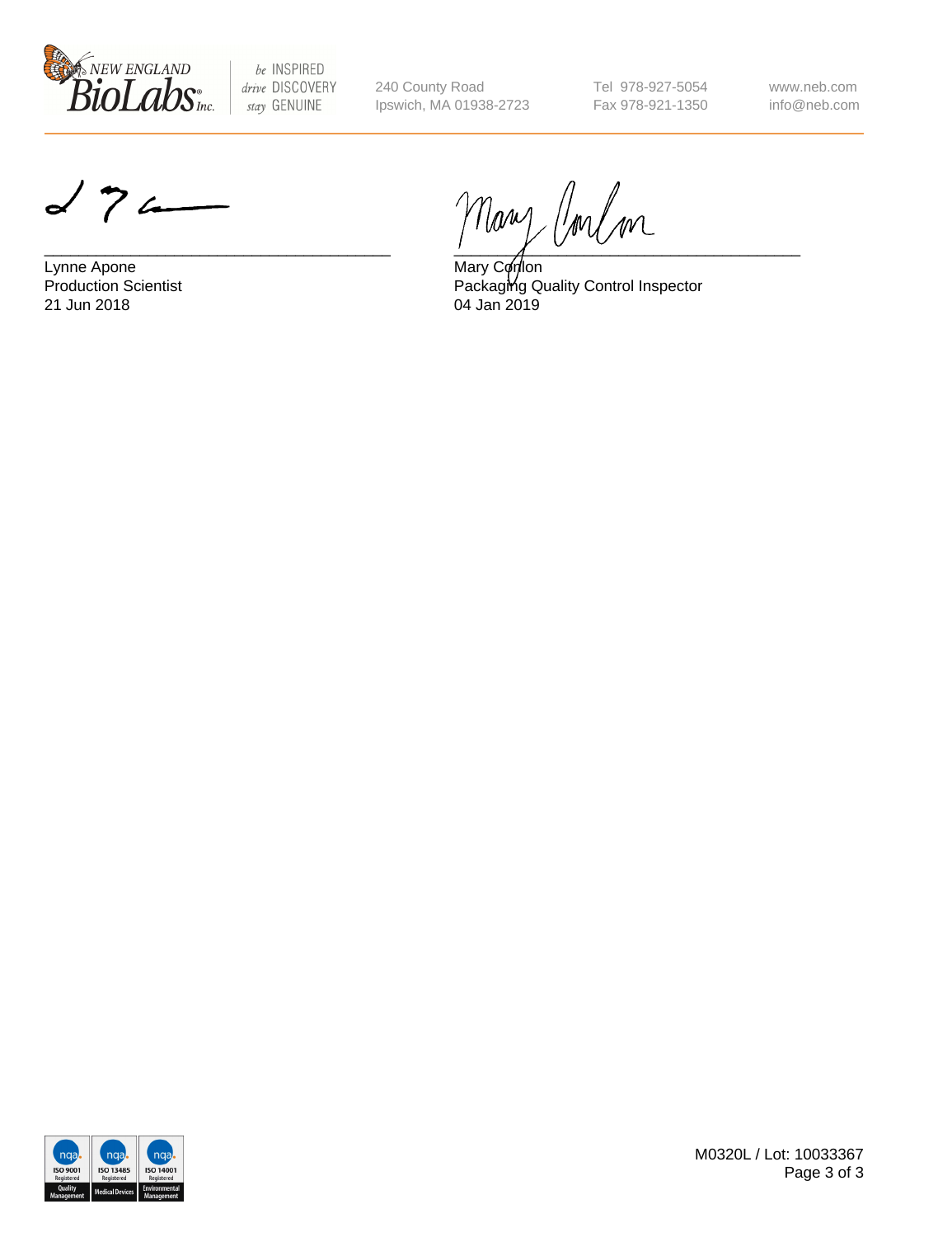240 County Road
Ipswich, MA 01938-2723

Tel 978-927-5054
Fax 978-921-1350

www.neb.com
info@neb.com

Lynne Apone
Production Scientist
21 Jun 2018

Mary Conlon
Packaging Quality Control Inspector
04 Jan 2019

M0320L / Lot: 10033367